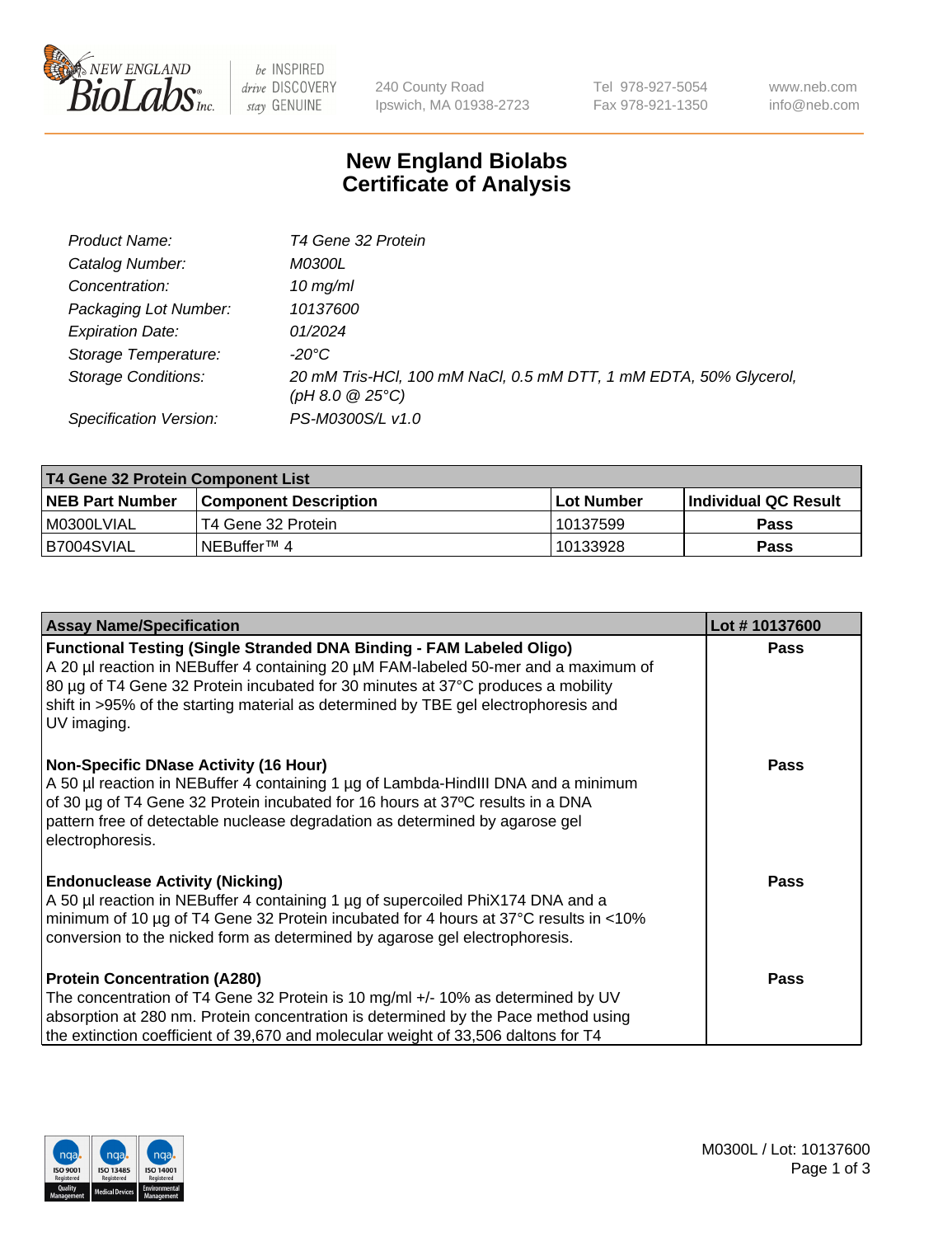# New England Biolabs Certificate of Analysis

| | |
|---|---|
| *Product Name:* | *T4 Gene 32 Protein* |
| *Catalog Number:* | *M0300L* |
| *Concentration:* | *10 mg/ml* |
| *Packaging Lot Number:* | *10137600* |
| *Expiration Date:* | *01/2024* |
| *Storage Temperature:* | *-20°C* |
| *Storage Conditions:* | *20 mM Tris-HCl, 100 mM NaCl, 0.5 mM DTT, 1 mM EDTA, 50% Glycerol, (pH 8.0 @ 25°C)* |
| *Specification Version:* | *PS-M0300S/L v1.0* |

| T4 Gene 32 Protein Component List | | | |
|---|---|---|---|
| **NEB Part Number** | **Component Description** | **Lot Number** | **Individual QC Result** |
| M0300LVIAL | T4 Gene 32 Protein | 10137599 | **Pass** |
| B7004SVIAL | NEBuffer™ 4 | 10133928 | **Pass** |

| Assay Name/Specification | Lot # 10137600 |
|---|---|
| **Functional Testing (Single Stranded DNA Binding - FAM Labeled Oligo)** A 20 µl reaction in NEBuffer 4 containing 20 µM FAM-labeled 50-mer and a maximum of 80 µg of T4 Gene 32 Protein incubated for 30 minutes at 37°C produces a mobility shift in >95% of the starting material as determined by TBE gel electrophoresis and UV imaging. | **Pass** |
| **Non-Specific DNase Activity (16 Hour)** A 50 µl reaction in NEBuffer 4 containing 1 µg of Lambda-HindIII DNA and a minimum of 30 µg of T4 Gene 32 Protein incubated for 16 hours at 37ºC results in a DNA pattern free of detectable nuclease degradation as determined by agarose gel electrophoresis. | **Pass** |
| **Endonuclease Activity (Nicking)** A 50 µl reaction in NEBuffer 4 containing 1 µg of supercoiled PhiX174 DNA and a minimum of 10 µg of T4 Gene 32 Protein incubated for 4 hours at 37°C results in <10% conversion to the nicked form as determined by agarose gel electrophoresis. | **Pass** |
| **Protein Concentration (A280)** The concentration of T4 Gene 32 Protein is 10 mg/ml +/- 10% as determined by UV absorption at 280 nm. Protein concentration is determined by the Pace method using the extinction coefficient of 39,670 and molecular weight of 33,506 daltons for T4 | **Pass** |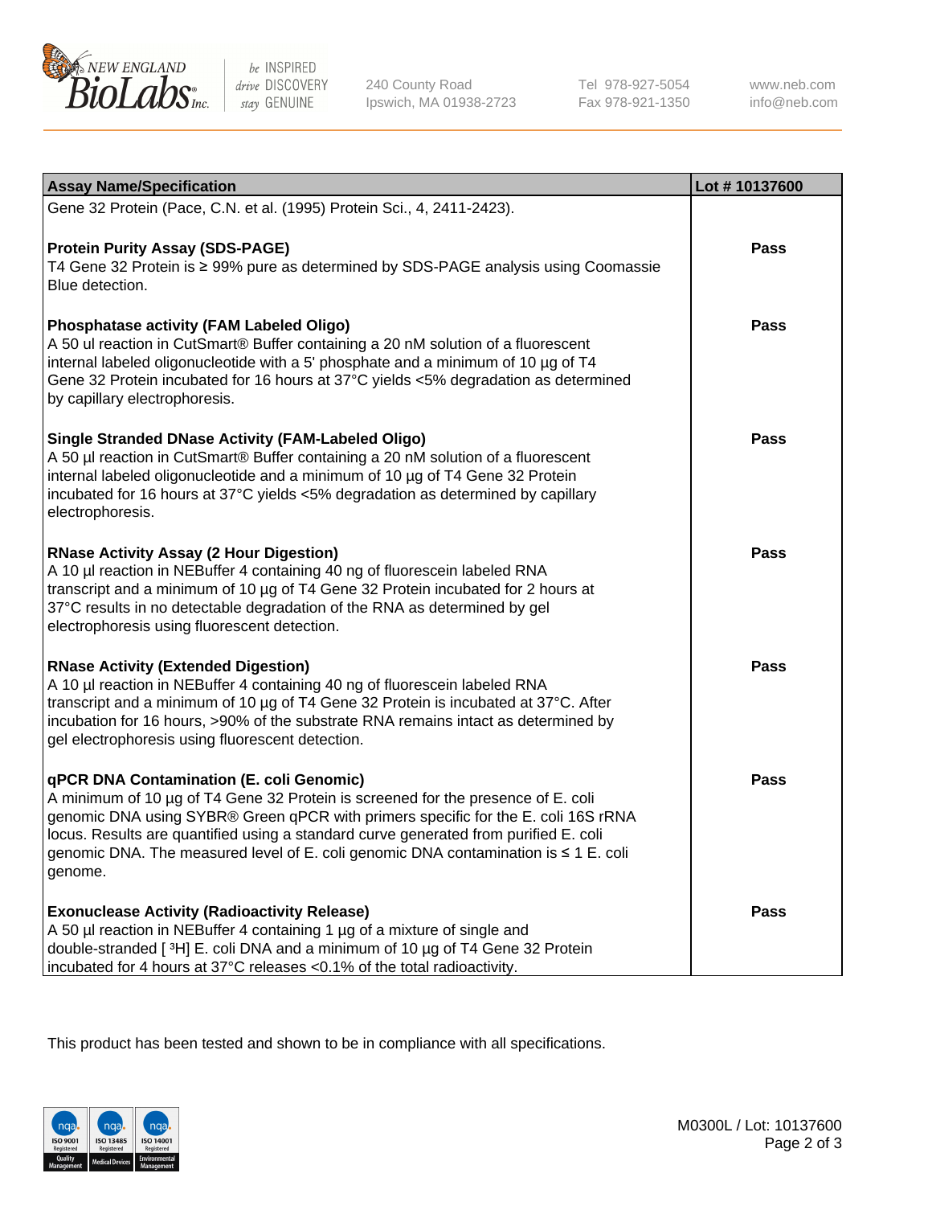| Assay Name/Specification | Lot # 10137600 |
|---|---|
| Gene 32 Protein (Pace, C.N. et al. (1995) Protein Sci., 4, 2411-2423). | |
| **Protein Purity Assay (SDS-PAGE)**<br>T4 Gene 32 Protein is ≥ 99% pure as determined by SDS-PAGE analysis using Coomassie Blue detection. | Pass |
| **Phosphatase activity (FAM Labeled Oligo)**<br>A 50 ul reaction in CutSmart® Buffer containing a 20 nM solution of a fluorescent internal labeled oligonucleotide with a 5' phosphate and a minimum of 10 µg of T4 Gene 32 Protein incubated for 16 hours at 37°C yields <5% degradation as determined by capillary electrophoresis. | Pass |
| **Single Stranded DNase Activity (FAM-Labeled Oligo)**<br>A 50 µl reaction in CutSmart® Buffer containing a 20 nM solution of a fluorescent internal labeled oligonucleotide and a minimum of 10 µg of T4 Gene 32 Protein incubated for 16 hours at 37°C yields <5% degradation as determined by capillary electrophoresis. | Pass |
| **RNase Activity Assay (2 Hour Digestion)**<br>A 10 µl reaction in NEBuffer 4 containing 40 ng of fluorescein labeled RNA transcript and a minimum of 10 µg of T4 Gene 32 Protein incubated for 2 hours at 37°C results in no detectable degradation of the RNA as determined by gel electrophoresis using fluorescent detection. | Pass |
| **RNase Activity (Extended Digestion)**<br>A 10 µl reaction in NEBuffer 4 containing 40 ng of fluorescein labeled RNA transcript and a minimum of 10 µg of T4 Gene 32 Protein is incubated at 37°C. After incubation for 16 hours, >90% of the substrate RNA remains intact as determined by gel electrophoresis using fluorescent detection. | Pass |
| **qPCR DNA Contamination (E. coli Genomic)**<br>A minimum of 10 µg of T4 Gene 32 Protein is screened for the presence of E. coli genomic DNA using SYBR® Green qPCR with primers specific for the E. coli 16S rRNA locus. Results are quantified using a standard curve generated from purified E. coli genomic DNA. The measured level of E. coli genomic DNA contamination is ≤ 1 E. coli genome. | Pass |
| **Exonuclease Activity (Radioactivity Release)**<br>A 50 µl reaction in NEBuffer 4 containing 1 µg of a mixture of single and double-stranded [ $^3$H] E. coli DNA and a minimum of 10 µg of T4 Gene 32 Protein incubated for 4 hours at 37°C releases <0.1% of the total radioactivity. | Pass |

This product has been tested and shown to be in compliance with all specifications.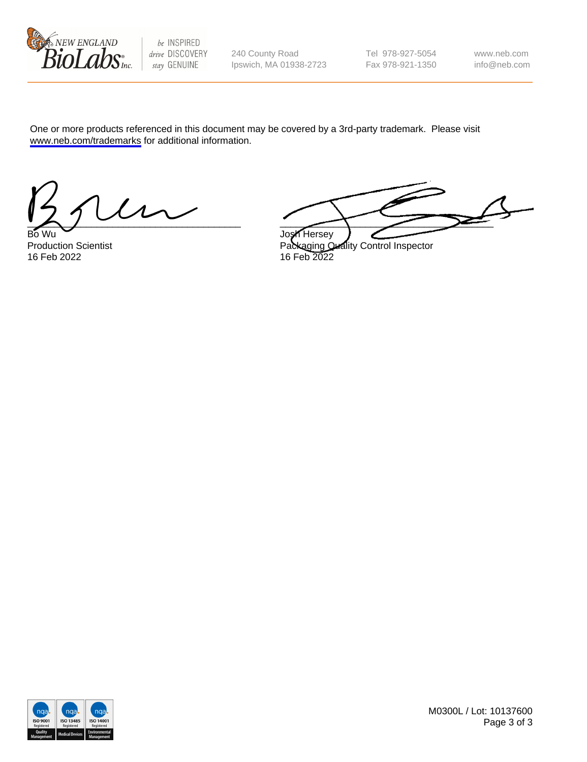One or more products referenced in this document may be covered by a 3rd-party trademark. Please visit www.neb.com/trademarks for additional information.

Bo Wu
Production Scientist
16 Feb 2022

Josh Hersey
Packaging Quality Control Inspector
16 Feb 2022

M0300L / Lot: 10137600